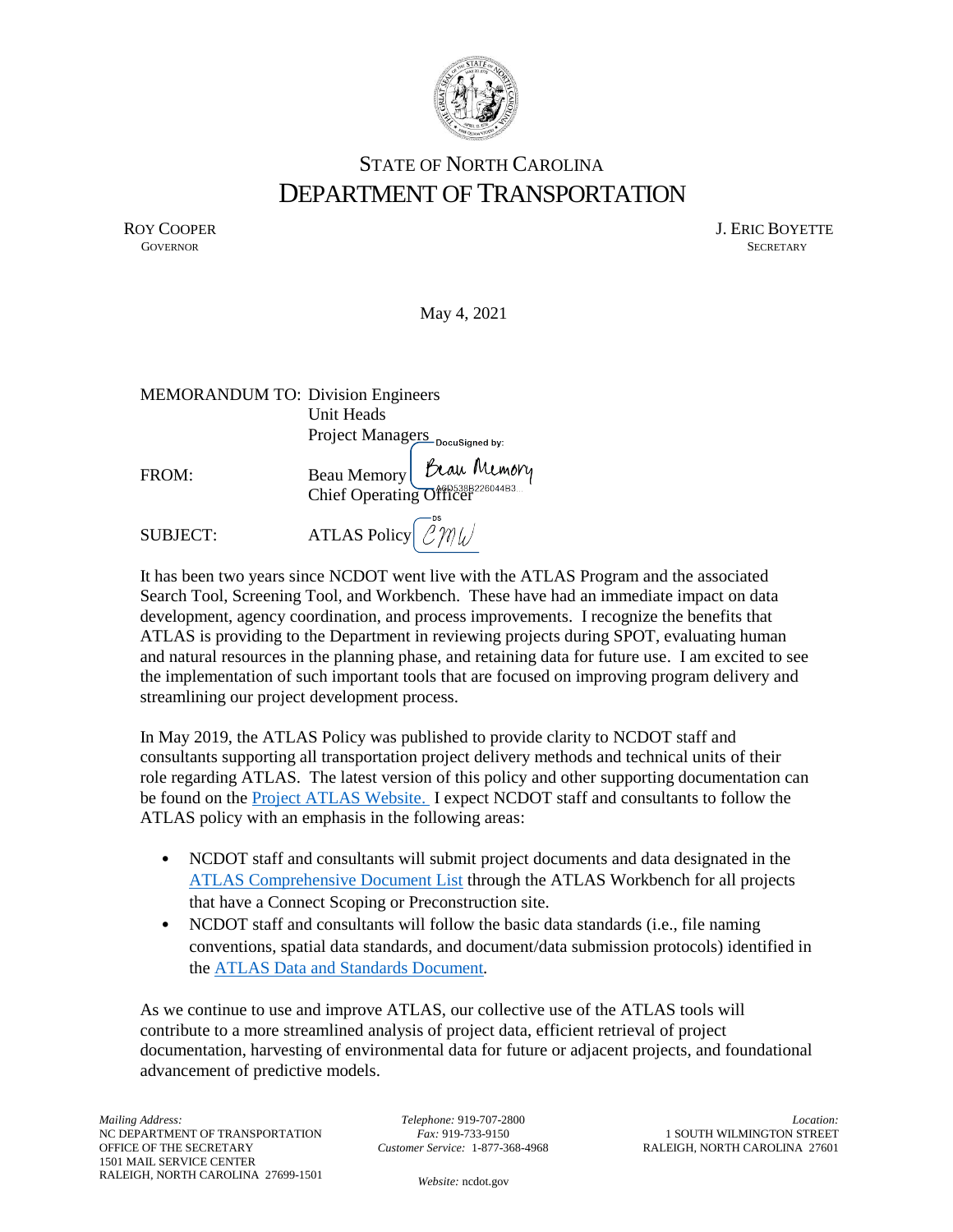STATE OF NORTH CAROLINA
# DEPARTMENT OF TRANSPORTATION

ROY COOPER
GOVERNOR

J. ERIC BOYETTE
SECRETARY

May 4, 2021

MEMORANDUM TO: Division Engineers
Unit Heads
Project Managers

FROM: Beau Memory
Chief Operating Officer

SUBJECT: ATLAS Policy

It has been two years since NCDOT went live with the ATLAS Program and the associated Search Tool, Screening Tool, and Workbench. These have had an immediate impact on data development, agency coordination, and process improvements. I recognize the benefits that ATLAS is providing to the Department in reviewing projects during SPOT, evaluating human and natural resources in the planning phase, and retaining data for future use. I am excited to see the implementation of such important tools that are focused on improving program delivery and streamlining our project development process.

In May 2019, the ATLAS Policy was published to provide clarity to NCDOT staff and consultants supporting all transportation project delivery methods and technical units of their role regarding ATLAS. The latest version of this policy and other supporting documentation can be found on the Project ATLAS Website. I expect NCDOT staff and consultants to follow the ATLAS policy with an emphasis in the following areas:

- NCDOT staff and consultants will submit project documents and data designated in the ATLAS Comprehensive Document List through the ATLAS Workbench for all projects that have a Connect Scoping or Preconstruction site.
- NCDOT staff and consultants will follow the basic data standards (i.e., file naming conventions, spatial data standards, and document/data submission protocols) identified in the ATLAS Data and Standards Document.

As we continue to use and improve ATLAS, our collective use of the ATLAS tools will contribute to a more streamlined analysis of project data, efficient retrieval of project documentation, harvesting of environmental data for future or adjacent projects, and foundational advancement of predictive models.

*Mailing Address:*
NC DEPARTMENT OF TRANSPORTATION
OFFICE OF THE SECRETARY
1501 MAIL SERVICE CENTER
RALEIGH, NORTH CAROLINA 27699-1501

*Telephone:* 919-707-2800
*Fax:* 919-733-9150
*Customer Service:* 1-877-368-4968

*Website:* ncdot.gov

*Location:*
1 SOUTH WILMINGTON STREET
RALEIGH, NORTH CAROLINA 27601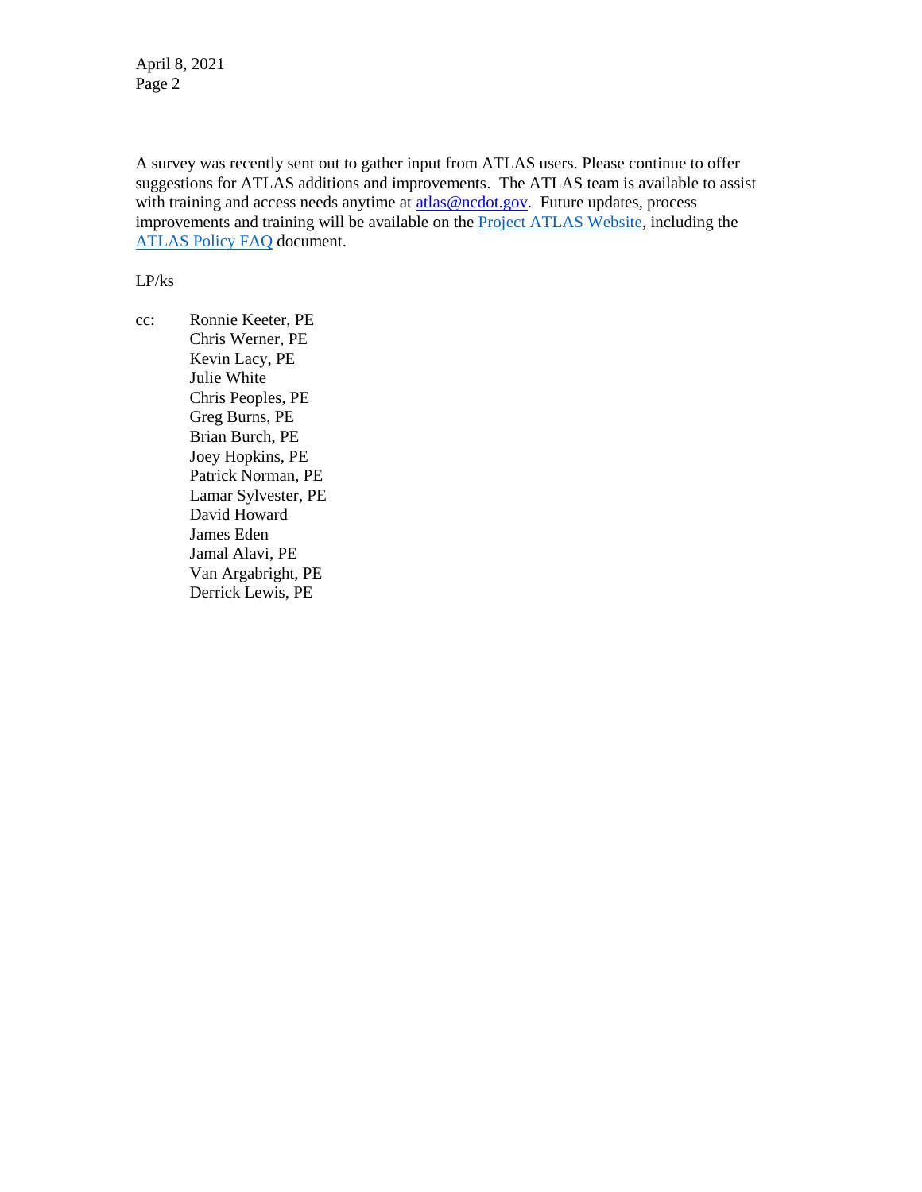A survey was recently sent out to gather input from ATLAS users. Please continue to offer suggestions for ATLAS additions and improvements. The ATLAS team is available to assist with training and access needs anytime at [atlas@ncdot.gov](mailto:atlas@ncdot.gov). Future updates, process improvements and training will be available on the [Project ATLAS Website](), including the [ATLAS Policy FAQ]() document.

LP/ks

cc: Ronnie Keeter, PE
Chris Werner, PE
Kevin Lacy, PE
Julie White
Chris Peoples, PE
Greg Burns, PE
Brian Burch, PE
Joey Hopkins, PE
Patrick Norman, PE
Lamar Sylvester, PE
David Howard
James Eden
Jamal Alavi, PE
Van Argabright, PE
Derrick Lewis, PE